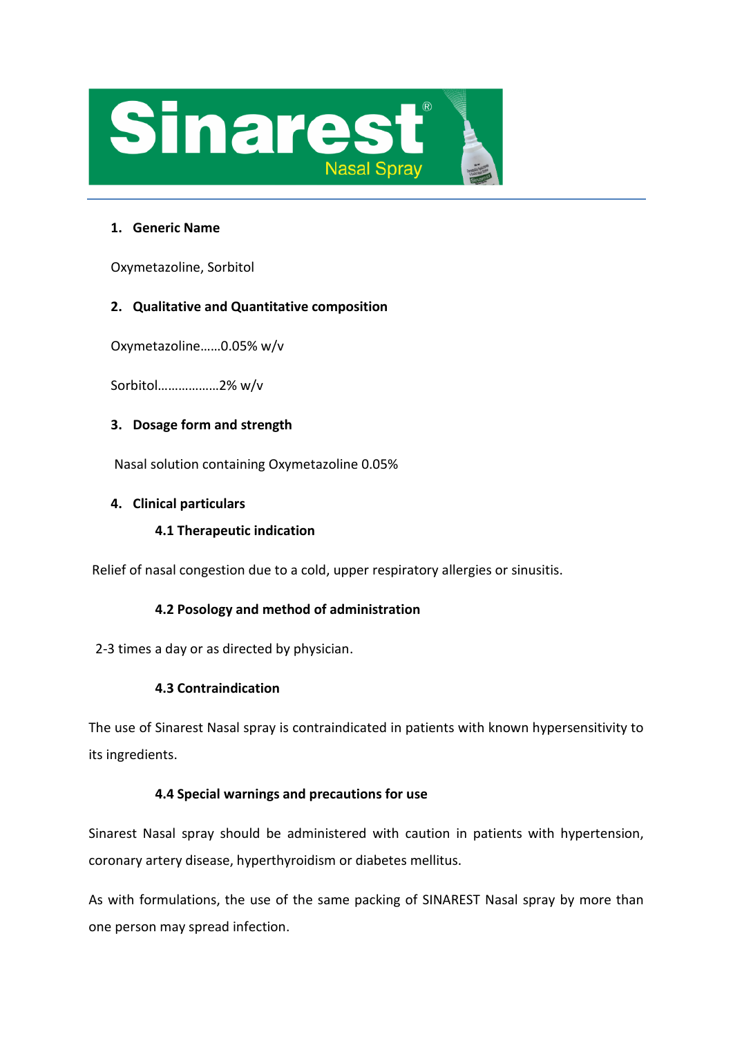# Sinarest® Nasal Spray

## 1. Generic Name

Oxymetazoline, Sorbitol

## 2. Qualitative and Quantitative composition

Oxymetazoline……0.05% w/v

Sorbitol………………2% w/v

## 3. Dosage form and strength

Nasal solution containing Oxymetazoline 0.05%

## 4. Clinical particulars

### 4.1 Therapeutic indication

Relief of nasal congestion due to a cold, upper respiratory allergies or sinusitis.

### 4.2 Posology and method of administration

2-3 times a day or as directed by physician.

### 4.3 Contraindication

The use of Sinarest Nasal spray is contraindicated in patients with known hypersensitivity to its ingredients.

### 4.4 Special warnings and precautions for use

Sinarest Nasal spray should be administered with caution in patients with hypertension, coronary artery disease, hyperthyroidism or diabetes mellitus.

As with formulations, the use of the same packing of SINAREST Nasal spray by more than one person may spread infection.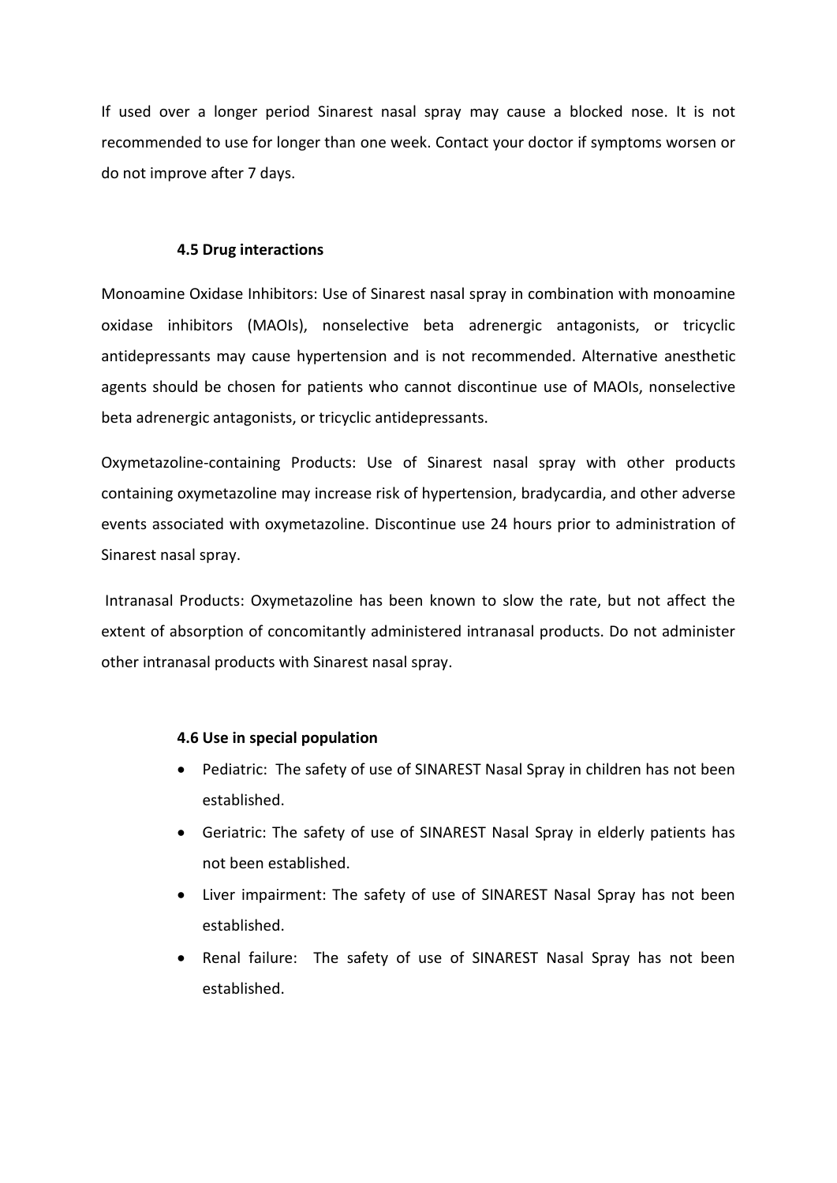If used over a longer period Sinarest nasal spray may cause a blocked nose. It is not recommended to use for longer than one week. Contact your doctor if symptoms worsen or do not improve after 7 days.

### 4.5 Drug interactions

Monoamine Oxidase Inhibitors: Use of Sinarest nasal spray in combination with monoamine oxidase inhibitors (MAOIs), nonselective beta adrenergic antagonists, or tricyclic antidepressants may cause hypertension and is not recommended. Alternative anesthetic agents should be chosen for patients who cannot discontinue use of MAOIs, nonselective beta adrenergic antagonists, or tricyclic antidepressants.

Oxymetazoline-containing Products: Use of Sinarest nasal spray with other products containing oxymetazoline may increase risk of hypertension, bradycardia, and other adverse events associated with oxymetazoline. Discontinue use 24 hours prior to administration of Sinarest nasal spray.

Intranasal Products: Oxymetazoline has been known to slow the rate, but not affect the extent of absorption of concomitantly administered intranasal products. Do not administer other intranasal products with Sinarest nasal spray.

### 4.6 Use in special population

- Pediatric: The safety of use of SINAREST Nasal Spray in children has not been established.
- Geriatric: The safety of use of SINAREST Nasal Spray in elderly patients has not been established.
- Liver impairment: The safety of use of SINAREST Nasal Spray has not been established.
- Renal failure: The safety of use of SINAREST Nasal Spray has not been established.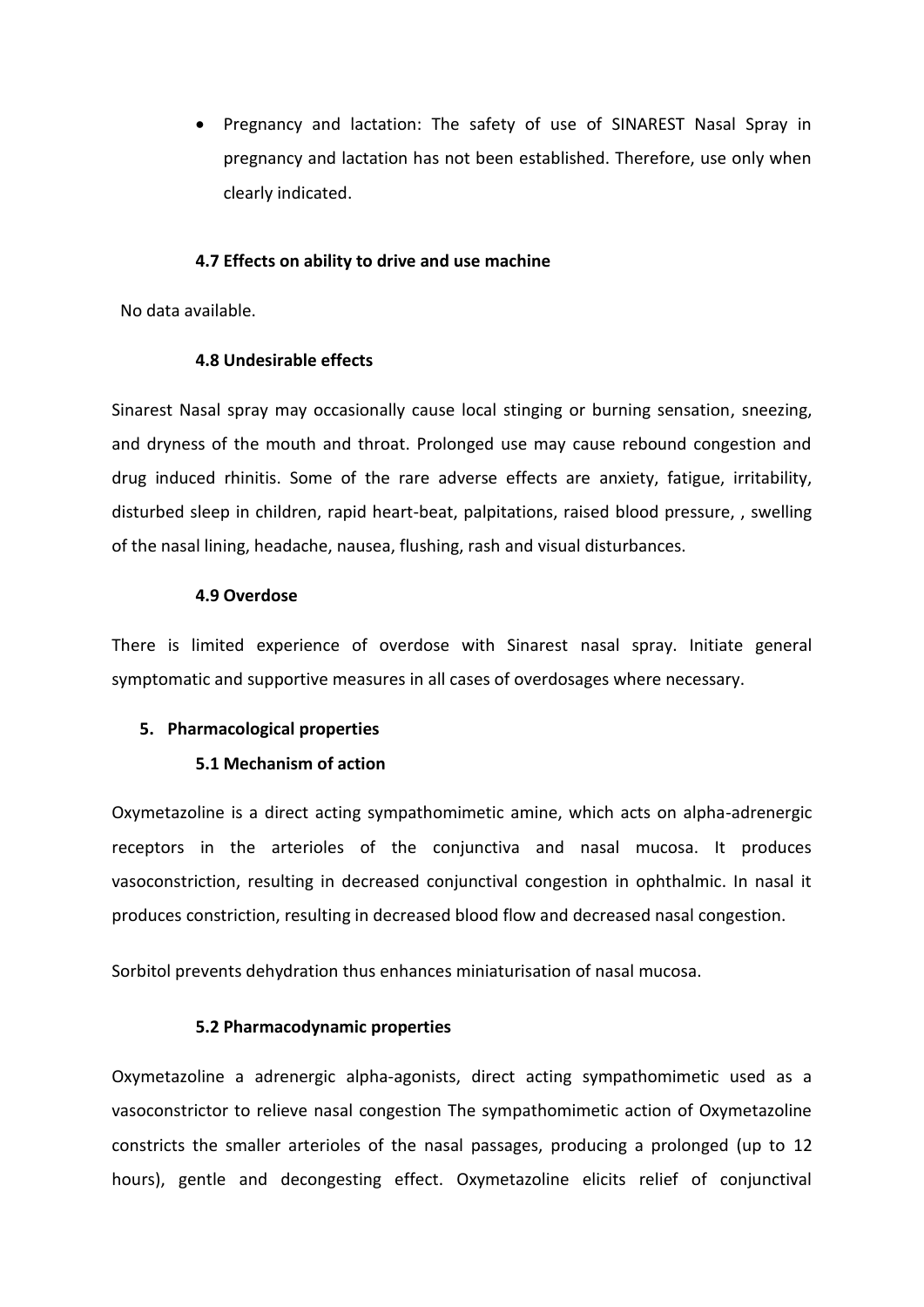- Pregnancy and lactation: The safety of use of SINAREST Nasal Spray in pregnancy and lactation has not been established. Therefore, use only when clearly indicated.

### 4.7 Effects on ability to drive and use machine

No data available.

### 4.8 Undesirable effects

Sinarest Nasal spray may occasionally cause local stinging or burning sensation, sneezing, and dryness of the mouth and throat. Prolonged use may cause rebound congestion and drug induced rhinitis. Some of the rare adverse effects are anxiety, fatigue, irritability, disturbed sleep in children, rapid heart-beat, palpitations, raised blood pressure, , swelling of the nasal lining, headache, nausea, flushing, rash and visual disturbances.

### 4.9 Overdose

There is limited experience of overdose with Sinarest nasal spray. Initiate general symptomatic and supportive measures in all cases of overdosages where necessary.

## 5. Pharmacological properties

### 5.1 Mechanism of action

Oxymetazoline is a direct acting sympathomimetic amine, which acts on alpha-adrenergic receptors in the arterioles of the conjunctiva and nasal mucosa. It produces vasoconstriction, resulting in decreased conjunctival congestion in ophthalmic. In nasal it produces constriction, resulting in decreased blood flow and decreased nasal congestion.

Sorbitol prevents dehydration thus enhances miniaturisation of nasal mucosa.

### 5.2 Pharmacodynamic properties

Oxymetazoline a adrenergic alpha-agonists, direct acting sympathomimetic used as a vasoconstrictor to relieve nasal congestion The sympathomimetic action of Oxymetazoline constricts the smaller arterioles of the nasal passages, producing a prolonged (up to 12 hours), gentle and decongesting effect. Oxymetazoline elicits relief of conjunctival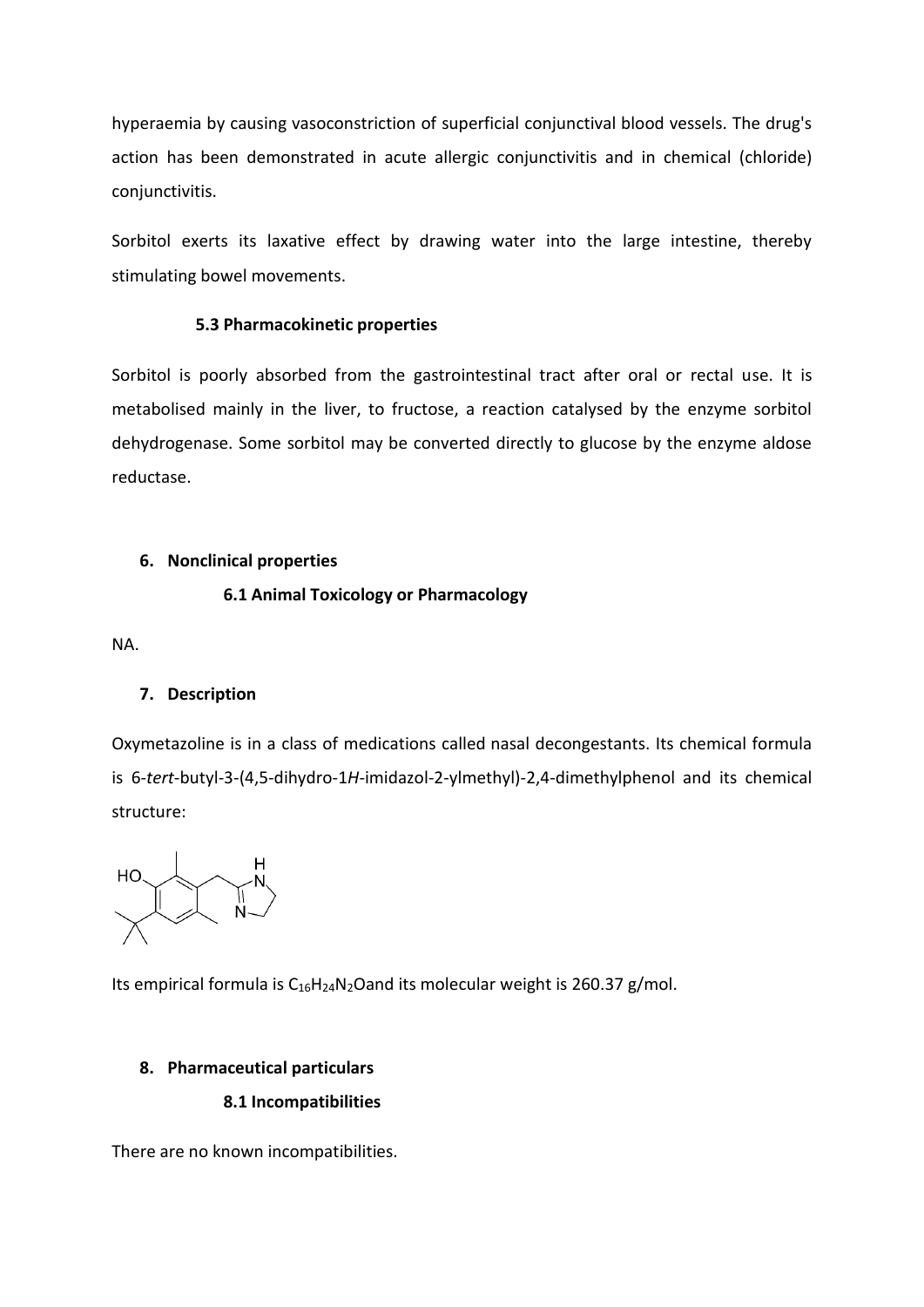hyperaemia by causing vasoconstriction of superficial conjunctival blood vessels. The drug's action has been demonstrated in acute allergic conjunctivitis and in chemical (chloride) conjunctivitis.

Sorbitol exerts its laxative effect by drawing water into the large intestine, thereby stimulating bowel movements.

### 5.3 Pharmacokinetic properties

Sorbitol is poorly absorbed from the gastrointestinal tract after oral or rectal use. It is metabolised mainly in the liver, to fructose, a reaction catalysed by the enzyme sorbitol dehydrogenase. Some sorbitol may be converted directly to glucose by the enzyme aldose reductase.

## 6. Nonclinical properties

### 6.1 Animal Toxicology or Pharmacology

NA.

## 7. Description

Oxymetazoline is in a class of medications called nasal decongestants. Its chemical formula is 6-*tert*-butyl-3-(4,5-dihydro-1*H*-imidazol-2-ylmethyl)-2,4-dimethylphenol and its chemical structure:

Its empirical formula is $C_{16}H_{24}N_2O$and its molecular weight is 260.37 g/mol.

## 8. Pharmaceutical particulars

### 8.1 Incompatibilities

There are no known incompatibilities.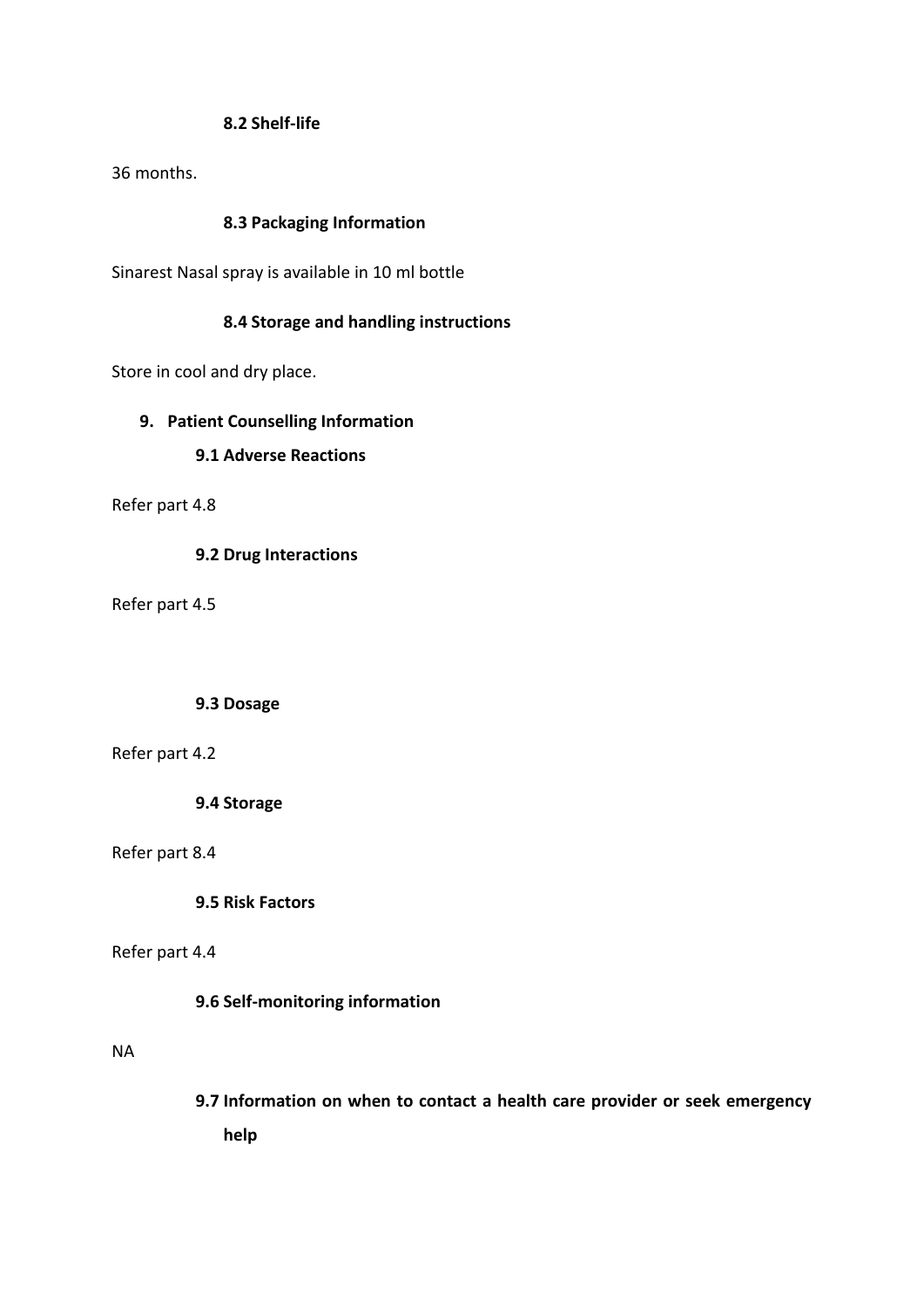### 8.2 Shelf-life

36 months.

### 8.3 Packaging Information

Sinarest Nasal spray is available in 10 ml bottle

### 8.4 Storage and handling instructions

Store in cool and dry place.

## 9. Patient Counselling Information

### 9.1 Adverse Reactions

Refer part 4.8

### 9.2 Drug Interactions

Refer part 4.5

### 9.3 Dosage

Refer part 4.2

### 9.4 Storage

Refer part 8.4

### 9.5 Risk Factors

Refer part 4.4

### 9.6 Self-monitoring information

NA

### 9.7 Information on when to contact a health care provider or seek emergency help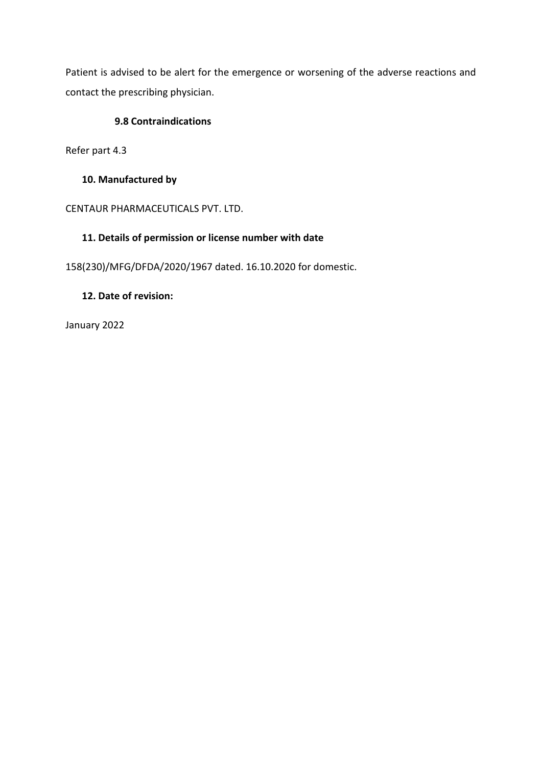Patient is advised to be alert for the emergence or worsening of the adverse reactions and contact the prescribing physician.

### 9.8 Contraindications

Refer part 4.3

## 10. Manufactured by

CENTAUR PHARMACEUTICALS PVT. LTD.

## 11. Details of permission or license number with date

158(230)/MFG/DFDA/2020/1967 dated. 16.10.2020 for domestic.

## 12. Date of revision:

January 2022